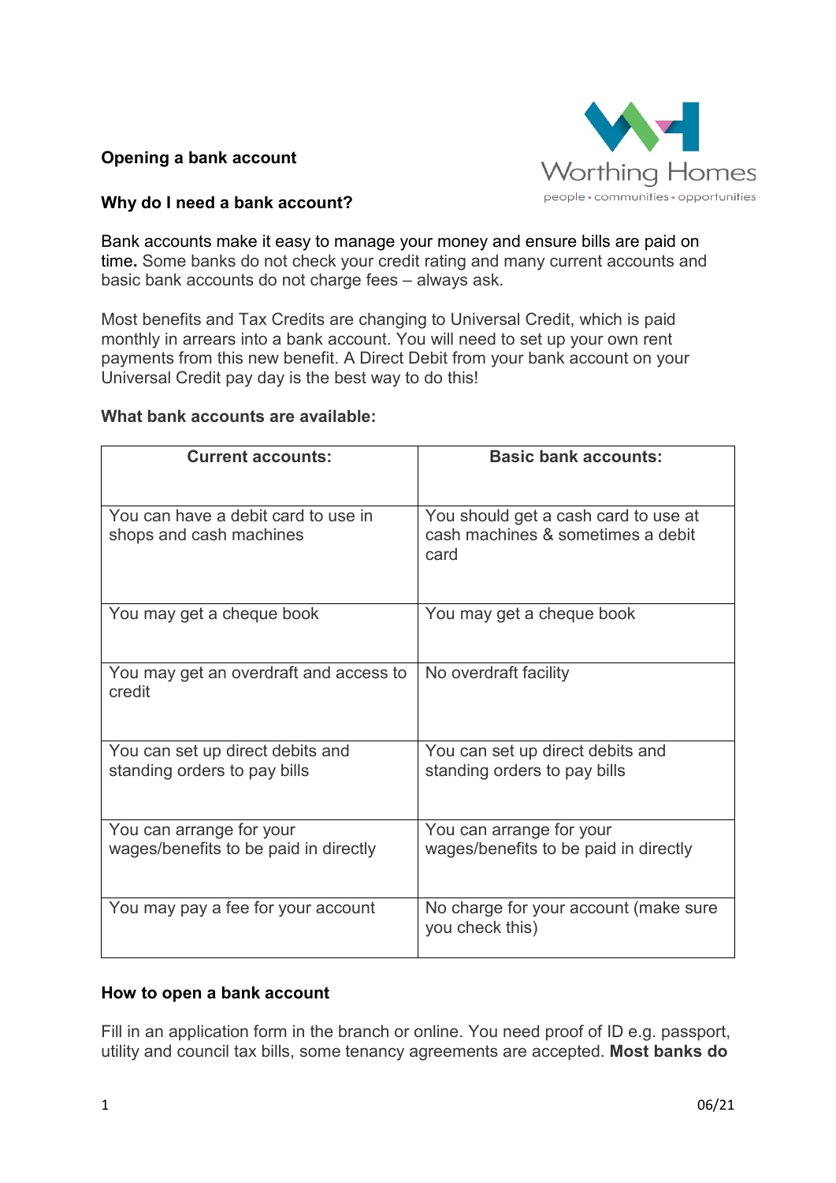**Opening a bank account**

**Why do I need a bank account?**

Bank accounts make it easy to manage your money and ensure bills are paid on time. Some banks do not check your credit rating and many current accounts and basic bank accounts do not charge fees – always ask.

Most benefits and Tax Credits are changing to Universal Credit, which is paid monthly in arrears into a bank account. You will need to set up your own rent payments from this new benefit. A Direct Debit from your bank account on your Universal Credit pay day is the best way to do this!

**What bank accounts are available:**

| Current accounts: | Basic bank accounts: |
| --- | --- |
| You can have a debit card to use in shops and cash machines | You should get a cash card to use at cash machines & sometimes a debit card |
| You may get a cheque book | You may get a cheque book |
| You may get an overdraft and access to credit | No overdraft facility |
| You can set up direct debits and standing orders to pay bills | You can set up direct debits and standing orders to pay bills |
| You can arrange for your wages/benefits to be paid in directly | You can arrange for your wages/benefits to be paid in directly |
| You may pay a fee for your account | No charge for your account (make sure you check this) |

**How to open a bank account**

Fill in an application form in the branch or online. You need proof of ID e.g. passport, utility and council tax bills, some tenancy agreements are accepted. **Most banks do**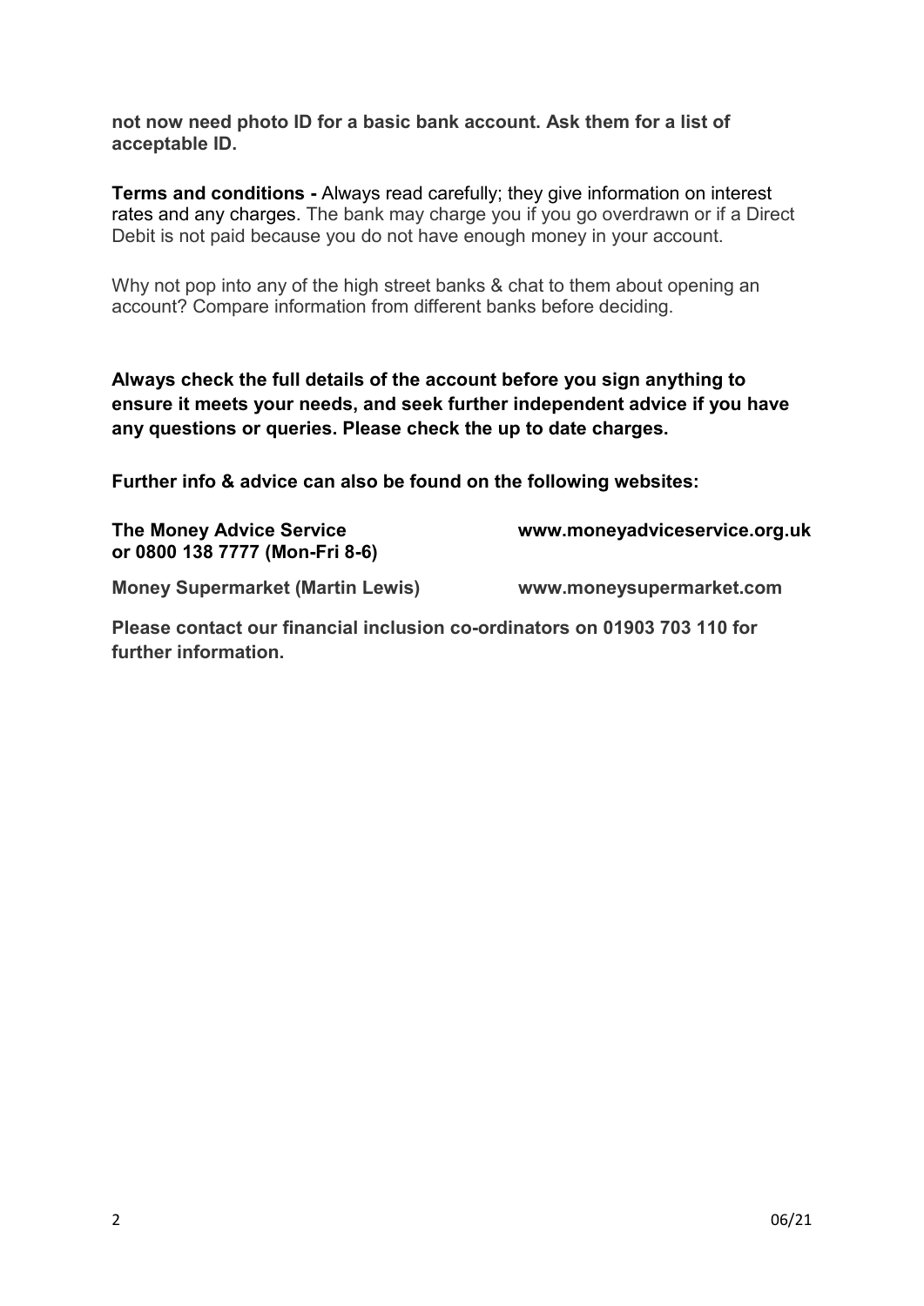**not now need photo ID for a basic bank account. Ask them for a list of acceptable ID.**

**Terms and conditions -** Always read carefully; they give information on interest rates and any charges. The bank may charge you if you go overdrawn or if a Direct Debit is not paid because you do not have enough money in your account.

Why not pop into any of the high street banks & chat to them about opening an account? Compare information from different banks before deciding.

**Always check the full details of the account before you sign anything to ensure it meets your needs, and seek further independent advice if you have any questions or queries. Please check the up to date charges.**

**Further info & advice can also be found on the following websites:**

| | |
|---|---|
| **The Money Advice Service or 0800 138 7777 (Mon-Fri 8-6)** | **www.moneyadviceservice.org.uk** |
| **Money Supermarket (Martin Lewis)** | **www.moneysupermarket.com** |

**Please contact our financial inclusion co-ordinators on 01903 703 110 for further information.**

06/21